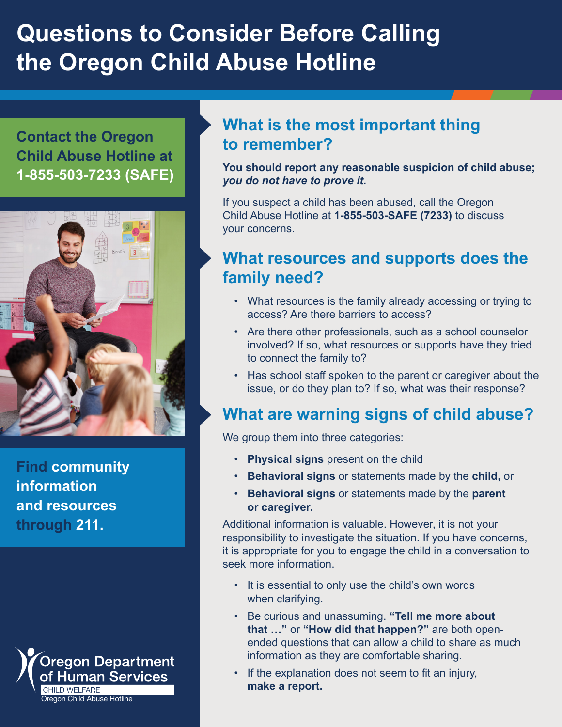# Questions to Consider Before Calling the Oregon Child Abuse Hotline

**Contact the Oregon Child Abuse Hotline at 1-855-503-7233 (SAFE)**

**Find community information and resources through 211.**

Oregon Department of Human Services
CHILD WELFARE
Oregon Child Abuse Hotline

## What is the most important thing to remember?

**You should report any reasonable suspicion of child abuse; *you do not have to prove it.***

If you suspect a child has been abused, call the Oregon Child Abuse Hotline at **1-855-503-SAFE (7233)** to discuss your concerns.

## What resources and supports does the family need?

- What resources is the family already accessing or trying to access? Are there barriers to access?
- Are there other professionals, such as a school counselor involved? If so, what resources or supports have they tried to connect the family to?
- Has school staff spoken to the parent or caregiver about the issue, or do they plan to? If so, what was their response?

## What are warning signs of child abuse?

We group them into three categories:

- **Physical signs** present on the child
- **Behavioral signs** or statements made by the **child,** or
- **Behavioral signs** or statements made by the **parent or caregiver.**

Additional information is valuable. However, it is not your responsibility to investigate the situation. If you have concerns, it is appropriate for you to engage the child in a conversation to seek more information.

- It is essential to only use the child's own words when clarifying.
- Be curious and unassuming. **"Tell me more about that …"** or **"How did that happen?"** are both open-ended questions that can allow a child to share as much information as they are comfortable sharing.
- If the explanation does not seem to fit an injury, **make a report.**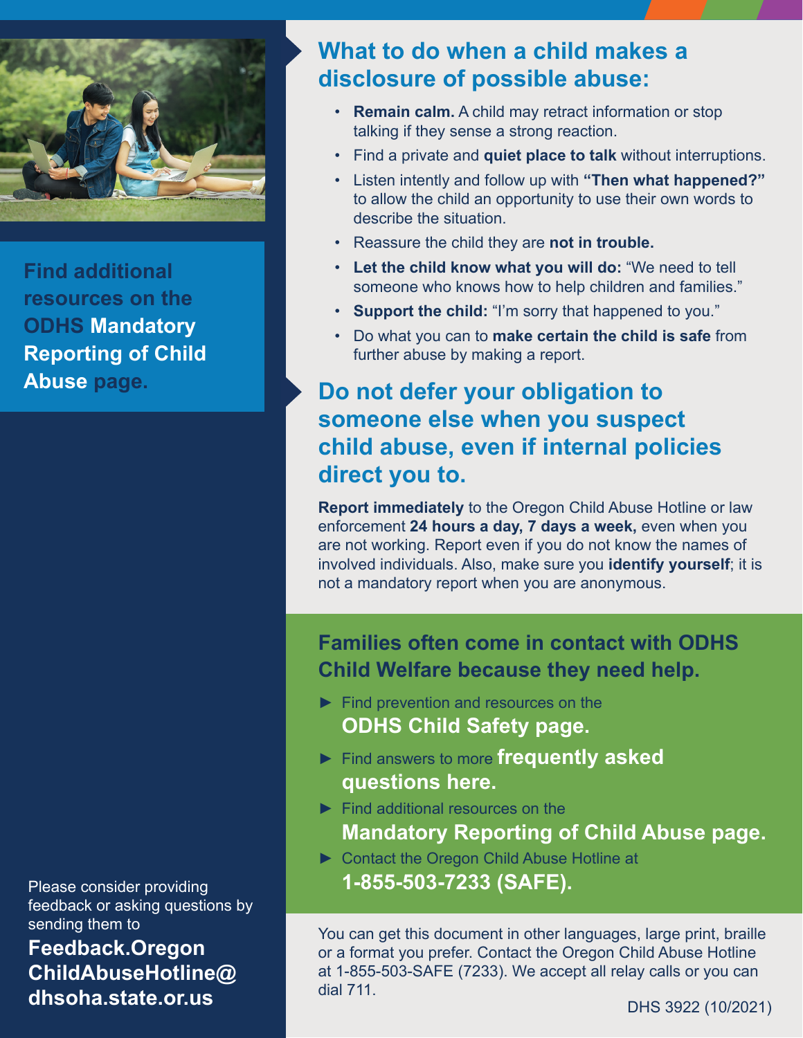Find additional resources on the ODHS **Mandatory Reporting of Child Abuse** page.

Please consider providing feedback or asking questions by sending them to

**Feedback.OregonChildAbuseHotline@dhsoha.state.or.us**

## What to do when a child makes a disclosure of possible abuse:

- **Remain calm.** A child may retract information or stop talking if they sense a strong reaction.
- Find a private and **quiet place to talk** without interruptions.
- Listen intently and follow up with **"Then what happened?"** to allow the child an opportunity to use their own words to describe the situation.
- Reassure the child they are **not in trouble.**
- **Let the child know what you will do:** "We need to tell someone who knows how to help children and families."
- **Support the child:** "I'm sorry that happened to you."
- Do what you can to **make certain the child is safe** from further abuse by making a report.

## Do not defer your obligation to someone else when you suspect child abuse, even if internal policies direct you to.

**Report immediately** to the Oregon Child Abuse Hotline or law enforcement **24 hours a day, 7 days a week,** even when you are not working. Report even if you do not know the names of involved individuals. Also, make sure you **identify yourself**; it is not a mandatory report when you are anonymous.

### Families often come in contact with ODHS Child Welfare because they need help.

- ► Find prevention and resources on the **ODHS Child Safety page.**
- ► Find answers to more **frequently asked questions here.**
- ► Find additional resources on the **Mandatory Reporting of Child Abuse page.**
- ► Contact the Oregon Child Abuse Hotline at **1-855-503-7233 (SAFE).**

You can get this document in other languages, large print, braille or a format you prefer. Contact the Oregon Child Abuse Hotline at 1-855-503-SAFE (7233). We accept all relay calls or you can dial 711.

DHS 3922 (10/2021)